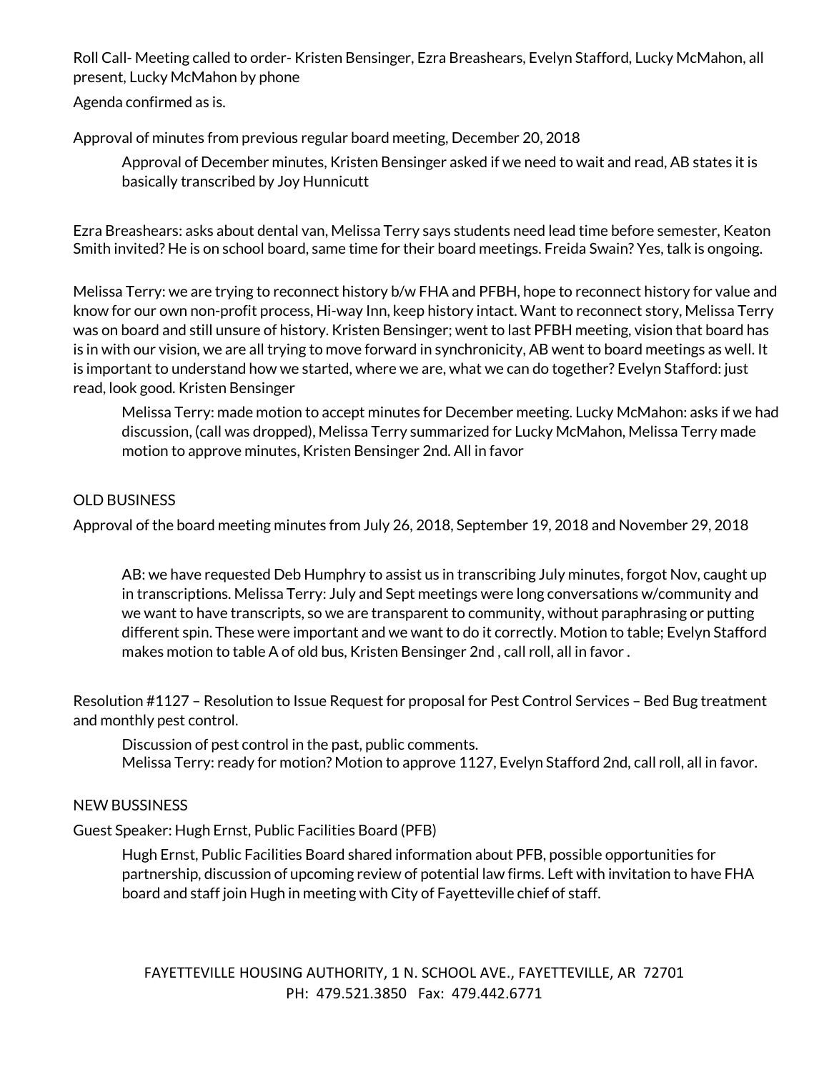Roll Call- Meeting called to order- Kristen Bensinger, Ezra Breashears, Evelyn Stafford, Lucky McMahon, all present, Lucky McMahon by phone

Agenda confirmed as is.

Approval of minutes from previous regular board meeting, December 20, 2018

> Approval of December minutes, Kristen Bensinger asked if we need to wait and read, AB states it is basically transcribed by Joy Hunnicutt

Ezra Breashears: asks about dental van, Melissa Terry says students need lead time before semester, Keaton Smith invited? He is on school board, same time for their board meetings. Freida Swain? Yes, talk is ongoing.

Melissa Terry: we are trying to reconnect history b/w FHA and PFBH, hope to reconnect history for value and know for our own non-profit process, Hi-way Inn, keep history intact. Want to reconnect story, Melissa Terry was on board and still unsure of history. Kristen Bensinger; went to last PFBH meeting, vision that board has is in with our vision, we are all trying to move forward in synchronicity, AB went to board meetings as well. It is important to understand how we started, where we are, what we can do together? Evelyn Stafford: just read, look good. Kristen Bensinger

> Melissa Terry: made motion to accept minutes for December meeting. Lucky McMahon: asks if we had discussion, (call was dropped), Melissa Terry summarized for Lucky McMahon, Melissa Terry made motion to approve minutes, Kristen Bensinger 2nd. All in favor

OLD BUSINESS

Approval of the board meeting minutes from July 26, 2018, September 19, 2018 and November 29, 2018

> AB: we have requested Deb Humphry to assist us in transcribing July minutes, forgot Nov, caught up in transcriptions. Melissa Terry: July and Sept meetings were long conversations w/community and we want to have transcripts, so we are transparent to community, without paraphrasing or putting different spin. These were important and we want to do it correctly. Motion to table; Evelyn Stafford makes motion to table A of old bus, Kristen Bensinger 2nd , call roll, all in favor .

Resolution #1127 – Resolution to Issue Request for proposal for Pest Control Services – Bed Bug treatment and monthly pest control.

> Discussion of pest control in the past, public comments.
> Melissa Terry: ready for motion? Motion to approve 1127, Evelyn Stafford 2nd, call roll, all in favor.

NEW BUSSINESS

Guest Speaker: Hugh Ernst, Public Facilities Board (PFB)

> Hugh Ernst, Public Facilities Board shared information about PFB, possible opportunities for partnership, discussion of upcoming review of potential law firms. Left with invitation to have FHA board and staff join Hugh in meeting with City of Fayetteville chief of staff.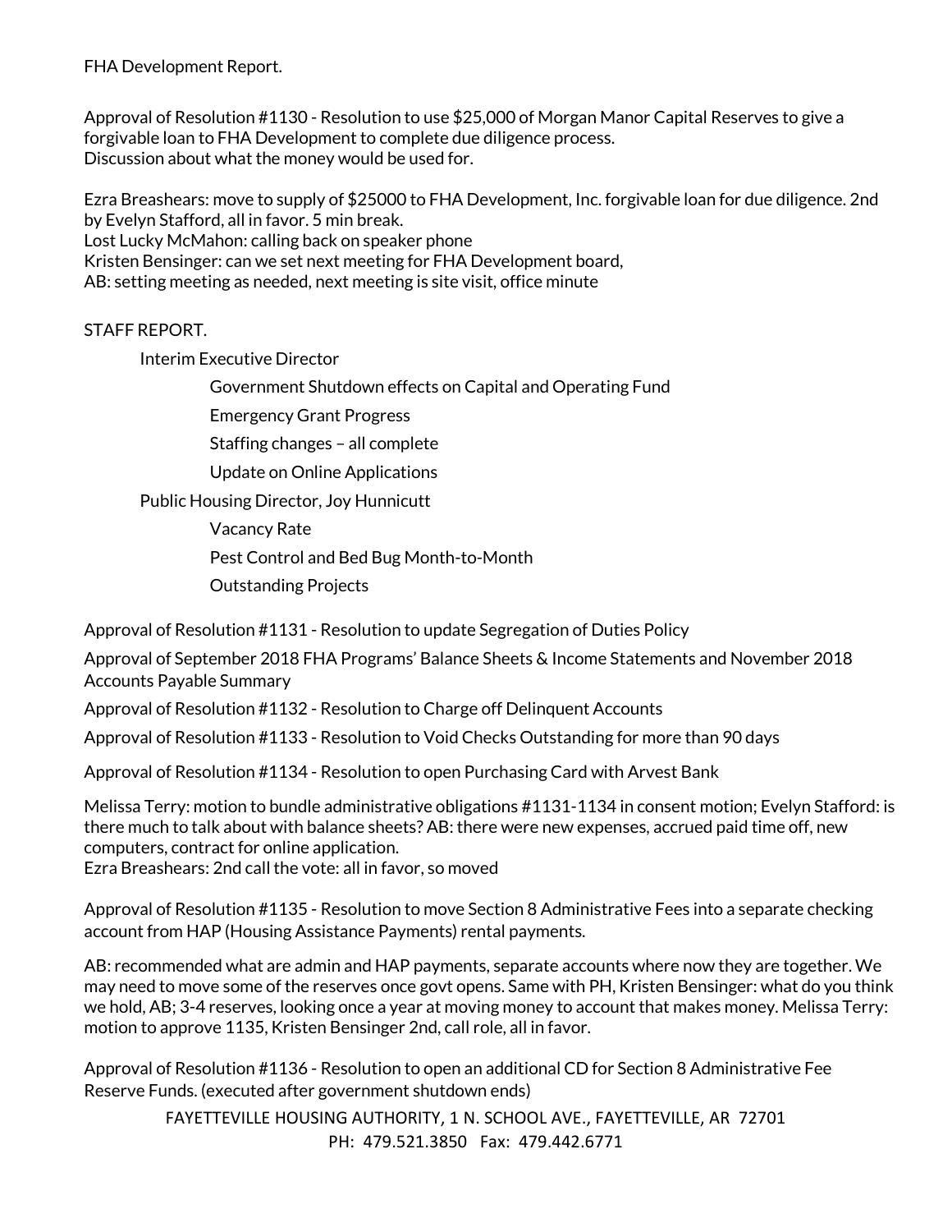FHA Development Report.

Approval of Resolution #1130 - Resolution to use $25,000 of Morgan Manor Capital Reserves to give a forgivable loan to FHA Development to complete due diligence process.
Discussion about what the money would be used for.

Ezra Breashears: move to supply of $25000 to FHA Development, Inc. forgivable loan for due diligence. 2nd by Evelyn Stafford, all in favor. 5 min break.
Lost Lucky McMahon: calling back on speaker phone
Kristen Bensinger: can we set next meeting for FHA Development board,
AB: setting meeting as needed, next meeting is site visit, office minute

STAFF REPORT.

- Interim Executive Director
  - Government Shutdown effects on Capital and Operating Fund
  - Emergency Grant Progress
  - Staffing changes – all complete
  - Update on Online Applications
- Public Housing Director, Joy Hunnicutt
  - Vacancy Rate
  - Pest Control and Bed Bug Month-to-Month
  - Outstanding Projects

Approval of Resolution #1131 - Resolution to update Segregation of Duties Policy

Approval of September 2018 FHA Programs' Balance Sheets & Income Statements and November 2018 Accounts Payable Summary

Approval of Resolution #1132 - Resolution to Charge off Delinquent Accounts

Approval of Resolution #1133 - Resolution to Void Checks Outstanding for more than 90 days

Approval of Resolution #1134 - Resolution to open Purchasing Card with Arvest Bank

Melissa Terry: motion to bundle administrative obligations #1131-1134 in consent motion; Evelyn Stafford: is there much to talk about with balance sheets? AB: there were new expenses, accrued paid time off, new computers, contract for online application.
Ezra Breashears: 2nd call the vote: all in favor, so moved

Approval of Resolution #1135 - Resolution to move Section 8 Administrative Fees into a separate checking account from HAP (Housing Assistance Payments) rental payments.

AB: recommended what are admin and HAP payments, separate accounts where now they are together. We may need to move some of the reserves once govt opens. Same with PH, Kristen Bensinger: what do you think we hold, AB; 3-4 reserves, looking once a year at moving money to account that makes money. Melissa Terry: motion to approve 1135, Kristen Bensinger 2nd, call role, all in favor.

Approval of Resolution #1136 - Resolution to open an additional CD for Section 8 Administrative Fee Reserve Funds. (executed after government shutdown ends)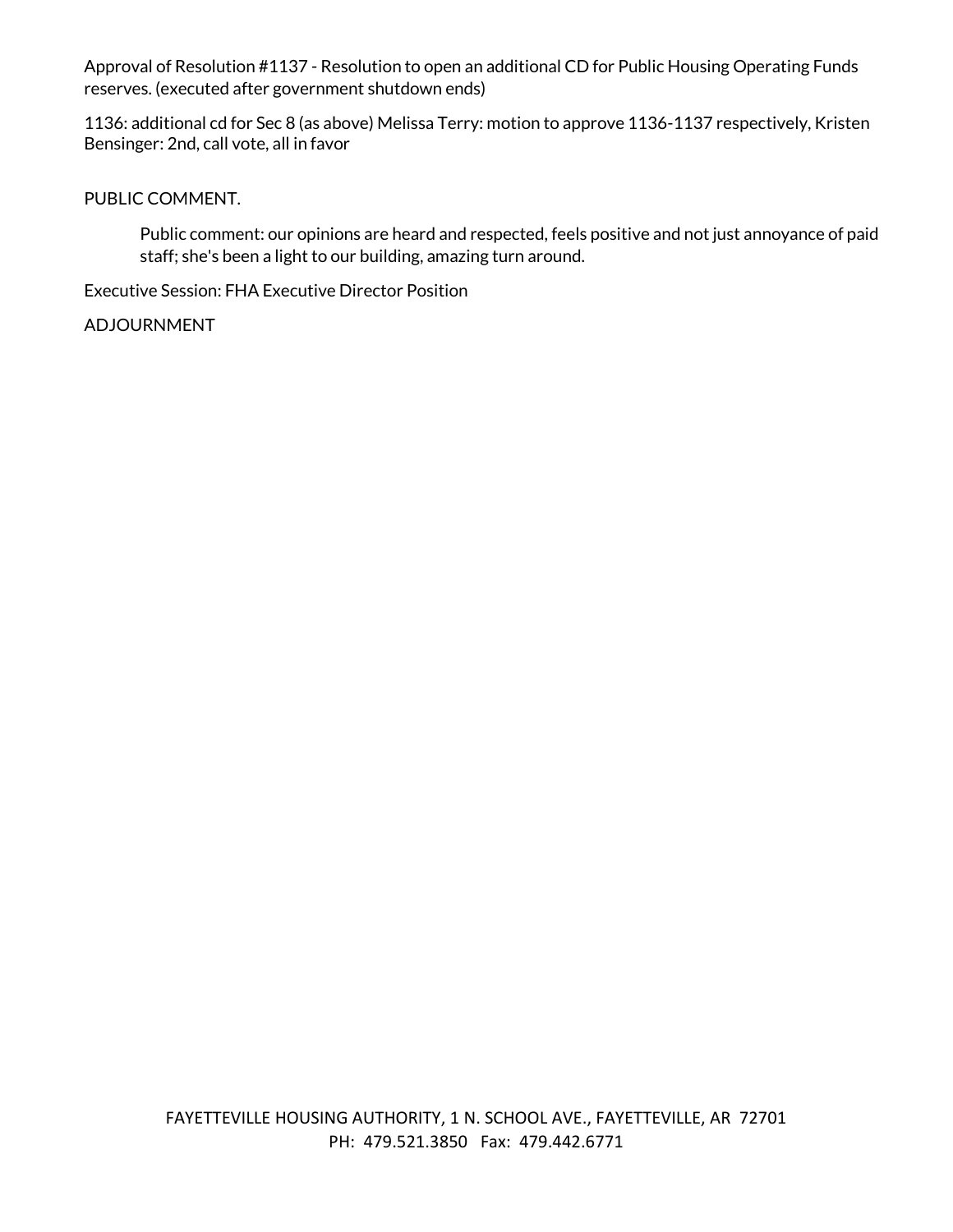Approval of Resolution #1137 - Resolution to open an additional CD for Public Housing Operating Funds reserves. (executed after government shutdown ends)

1136: additional cd for Sec 8 (as above) Melissa Terry: motion to approve 1136-1137 respectively, Kristen Bensinger: 2nd, call vote, all in favor

PUBLIC COMMENT.

> Public comment: our opinions are heard and respected, feels positive and not just annoyance of paid staff; she's been a light to our building, amazing turn around.

Executive Session: FHA Executive Director Position

ADJOURNMENT